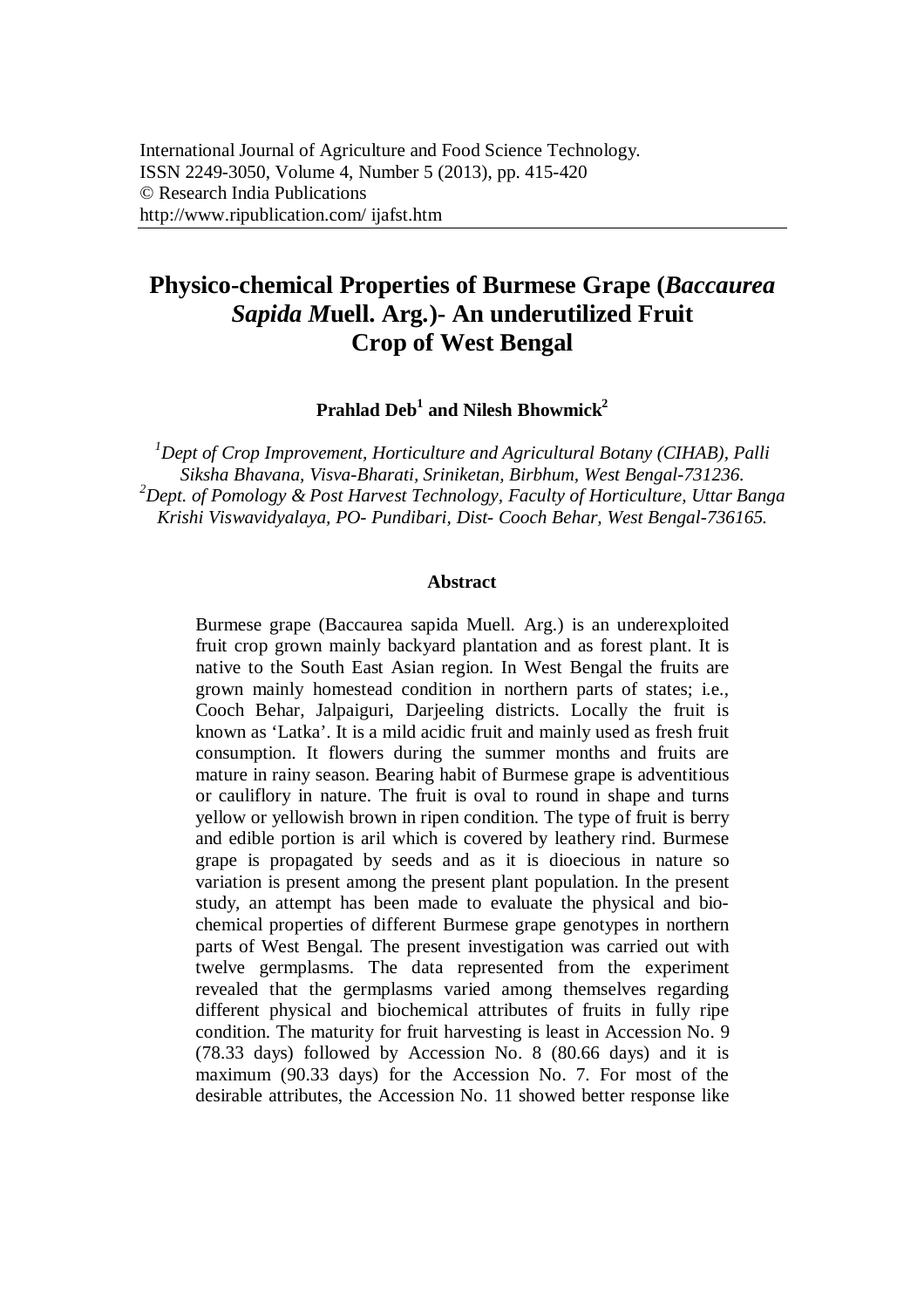International Journal of Agriculture and Food Science Technology.
ISSN 2249-3050, Volume 4, Number 5 (2013), pp. 415-420
© Research India Publications
http://www.ripublication.com/ ijafst.htm

# Physico-chemical Properties of Burmese Grape (*Baccaurea Sapida M*uell. Arg.)- An underutilized Fruit Crop of West Bengal

**Prahlad Deb[1] and Nilesh Bhowmick[2]**

*[1]Dept of Crop Improvement, Horticulture and Agricultural Botany (CIHAB), Palli Siksha Bhavana, Visva-Bharati, Sriniketan, Birbhum, West Bengal-731236.*
*[2]Dept. of Pomology & Post Harvest Technology, Faculty of Horticulture, Uttar Banga Krishi Viswavidyalaya, PO- Pundibari, Dist- Cooch Behar, West Bengal-736165.*

## Abstract

Burmese grape (Baccaurea sapida Muell. Arg.) is an underexploited fruit crop grown mainly backyard plantation and as forest plant. It is native to the South East Asian region. In West Bengal the fruits are grown mainly homestead condition in northern parts of states; i.e., Cooch Behar, Jalpaiguri, Darjeeling districts. Locally the fruit is known as 'Latka'. It is a mild acidic fruit and mainly used as fresh fruit consumption. It flowers during the summer months and fruits are mature in rainy season. Bearing habit of Burmese grape is adventitious or cauliflory in nature. The fruit is oval to round in shape and turns yellow or yellowish brown in ripen condition. The type of fruit is berry and edible portion is aril which is covered by leathery rind. Burmese grape is propagated by seeds and as it is dioecious in nature so variation is present among the present plant population. In the present study, an attempt has been made to evaluate the physical and bio-chemical properties of different Burmese grape genotypes in northern parts of West Bengal. The present investigation was carried out with twelve germplasms. The data represented from the experiment revealed that the germplasms varied among themselves regarding different physical and biochemical attributes of fruits in fully ripe condition. The maturity for fruit harvesting is least in Accession No. 9 (78.33 days) followed by Accession No. 8 (80.66 days) and it is maximum (90.33 days) for the Accession No. 7. For most of the desirable attributes, the Accession No. 11 showed better response like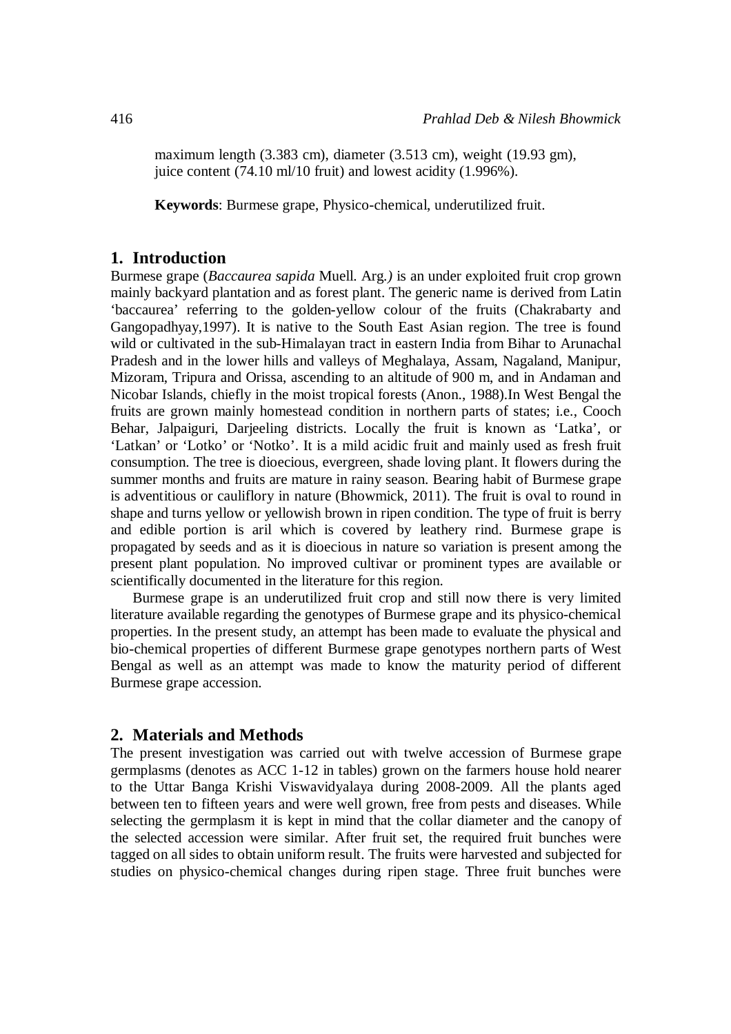maximum length (3.383 cm), diameter (3.513 cm), weight (19.93 gm), juice content (74.10 ml/10 fruit) and lowest acidity (1.996%).

**Keywords**: Burmese grape, Physico-chemical, underutilized fruit.

## 1. Introduction

Burmese grape (*Baccaurea sapida* Muell. Arg.*)* is an under exploited fruit crop grown mainly backyard plantation and as forest plant. The generic name is derived from Latin 'baccaurea' referring to the golden-yellow colour of the fruits (Chakrabarty and Gangopadhyay,1997). It is native to the South East Asian region. The tree is found wild or cultivated in the sub-Himalayan tract in eastern India from Bihar to Arunachal Pradesh and in the lower hills and valleys of Meghalaya, Assam, Nagaland, Manipur, Mizoram, Tripura and Orissa, ascending to an altitude of 900 m, and in Andaman and Nicobar Islands, chiefly in the moist tropical forests (Anon., 1988).In West Bengal the fruits are grown mainly homestead condition in northern parts of states; i.e., Cooch Behar, Jalpaiguri, Darjeeling districts. Locally the fruit is known as 'Latka', or 'Latkan' or 'Lotko' or 'Notko'. It is a mild acidic fruit and mainly used as fresh fruit consumption. The tree is dioecious, evergreen, shade loving plant. It flowers during the summer months and fruits are mature in rainy season. Bearing habit of Burmese grape is adventitious or cauliflory in nature (Bhowmick, 2011). The fruit is oval to round in shape and turns yellow or yellowish brown in ripen condition. The type of fruit is berry and edible portion is aril which is covered by leathery rind. Burmese grape is propagated by seeds and as it is dioecious in nature so variation is present among the present plant population. No improved cultivar or prominent types are available or scientifically documented in the literature for this region.

Burmese grape is an underutilized fruit crop and still now there is very limited literature available regarding the genotypes of Burmese grape and its physico-chemical properties. In the present study, an attempt has been made to evaluate the physical and bio-chemical properties of different Burmese grape genotypes northern parts of West Bengal as well as an attempt was made to know the maturity period of different Burmese grape accession.

## 2. Materials and Methods

The present investigation was carried out with twelve accession of Burmese grape germplasms (denotes as ACC 1-12 in tables) grown on the farmers house hold nearer to the Uttar Banga Krishi Viswavidyalaya during 2008-2009. All the plants aged between ten to fifteen years and were well grown, free from pests and diseases. While selecting the germplasm it is kept in mind that the collar diameter and the canopy of the selected accession were similar. After fruit set, the required fruit bunches were tagged on all sides to obtain uniform result. The fruits were harvested and subjected for studies on physico-chemical changes during ripen stage. Three fruit bunches were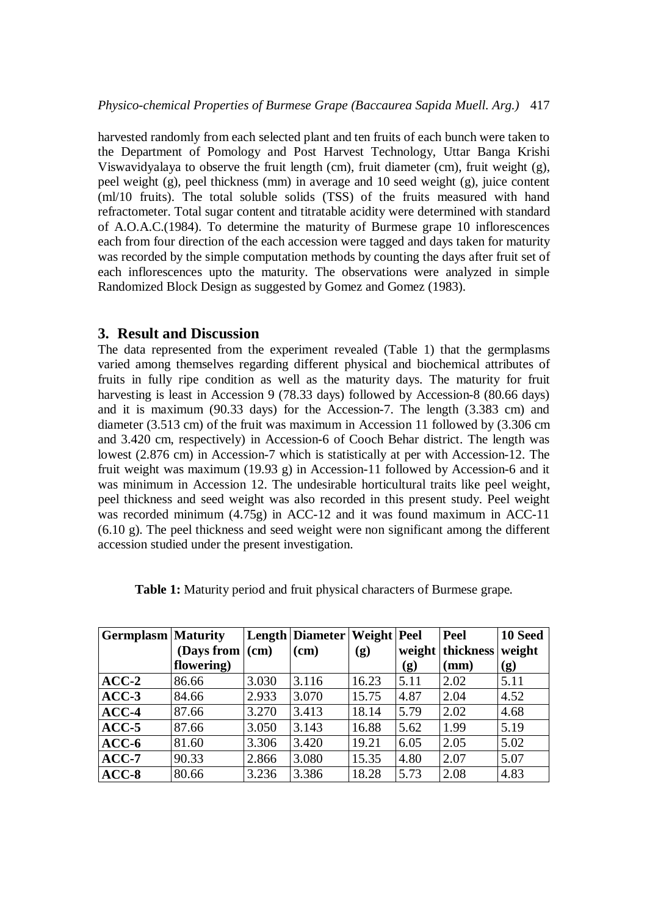harvested randomly from each selected plant and ten fruits of each bunch were taken to the Department of Pomology and Post Harvest Technology, Uttar Banga Krishi Viswavidyalaya to observe the fruit length (cm), fruit diameter (cm), fruit weight (g), peel weight (g), peel thickness (mm) in average and 10 seed weight (g), juice content (ml/10 fruits). The total soluble solids (TSS) of the fruits measured with hand refractometer. Total sugar content and titratable acidity were determined with standard of A.O.A.C.(1984). To determine the maturity of Burmese grape 10 inflorescences each from four direction of the each accession were tagged and days taken for maturity was recorded by the simple computation methods by counting the days after fruit set of each inflorescences upto the maturity. The observations were analyzed in simple Randomized Block Design as suggested by Gomez and Gomez (1983).

## 3. Result and Discussion

The data represented from the experiment revealed (Table 1) that the germplasms varied among themselves regarding different physical and biochemical attributes of fruits in fully ripe condition as well as the maturity days. The maturity for fruit harvesting is least in Accession 9 (78.33 days) followed by Accession-8 (80.66 days) and it is maximum (90.33 days) for the Accession-7. The length (3.383 cm) and diameter (3.513 cm) of the fruit was maximum in Accession 11 followed by (3.306 cm and 3.420 cm, respectively) in Accession-6 of Cooch Behar district. The length was lowest (2.876 cm) in Accession-7 which is statistically at per with Accession-12. The fruit weight was maximum (19.93 g) in Accession-11 followed by Accession-6 and it was minimum in Accession 12. The undesirable horticultural traits like peel weight, peel thickness and seed weight was also recorded in this present study. Peel weight was recorded minimum (4.75g) in ACC-12 and it was found maximum in ACC-11 (6.10 g). The peel thickness and seed weight were non significant among the different accession studied under the present investigation.

**Table 1:** Maturity period and fruit physical characters of Burmese grape.

| Germplasm | Maturity (Days from flowering) | Length (cm) | Diameter (cm) | Weight (g) | Peel weight (g) | Peel thickness (mm) | 10 Seed weight (g) |
|---|---|---|---|---|---|---|---|
| **ACC-2** | 86.66 | 3.030 | 3.116 | 16.23 | 5.11 | 2.02 | 5.11 |
| **ACC-3** | 84.66 | 2.933 | 3.070 | 15.75 | 4.87 | 2.04 | 4.52 |
| **ACC-4** | 87.66 | 3.270 | 3.413 | 18.14 | 5.79 | 2.02 | 4.68 |
| **ACC-5** | 87.66 | 3.050 | 3.143 | 16.88 | 5.62 | 1.99 | 5.19 |
| **ACC-6** | 81.60 | 3.306 | 3.420 | 19.21 | 6.05 | 2.05 | 5.02 |
| **ACC-7** | 90.33 | 2.866 | 3.080 | 15.35 | 4.80 | 2.07 | 5.07 |
| **ACC-8** | 80.66 | 3.236 | 3.386 | 18.28 | 5.73 | 2.08 | 4.83 |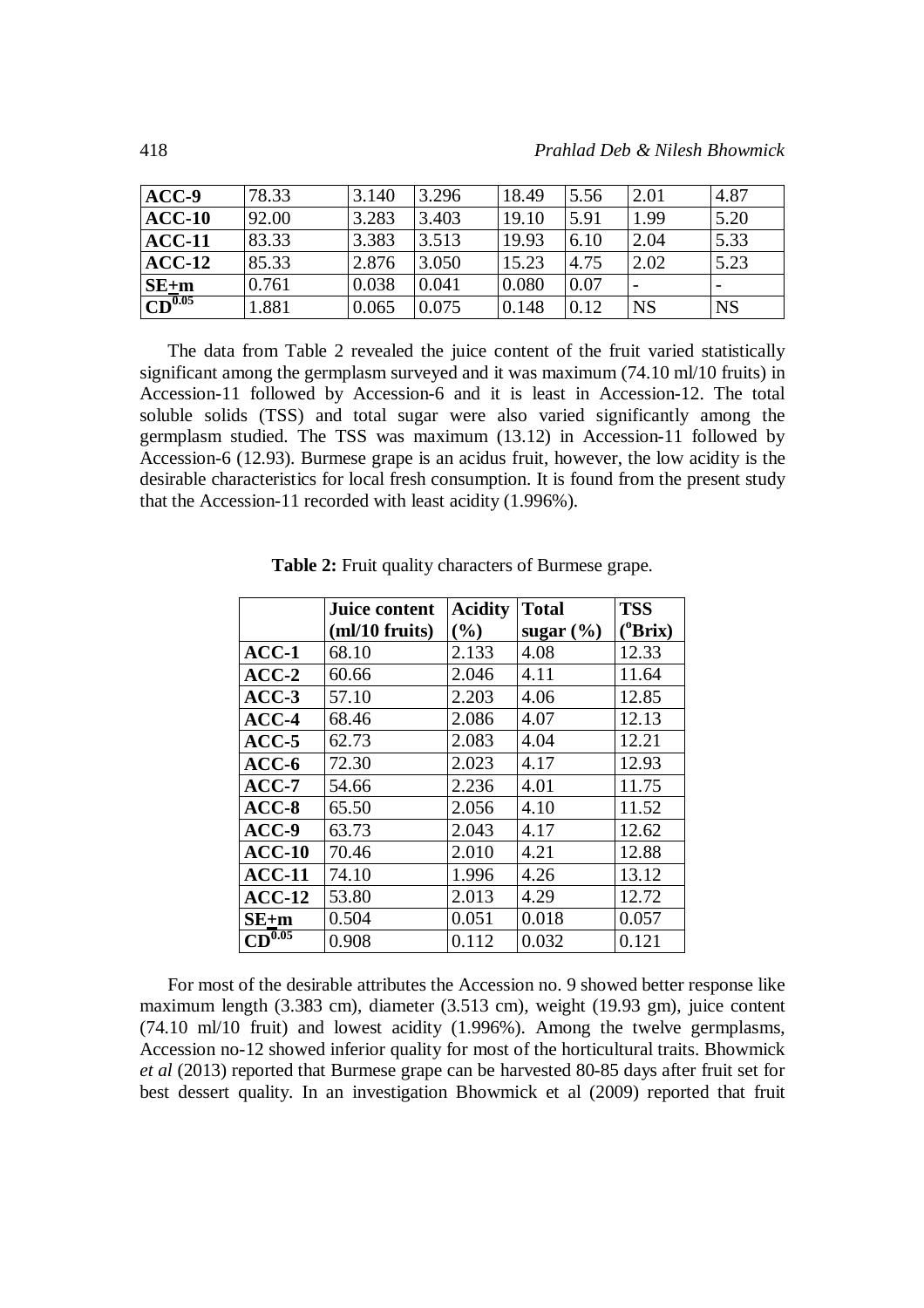| ACC-9 | 78.33 | 3.140 | 3.296 | 18.49 | 5.56 | 2.01 | 4.87 |
|---|---|---|---|---|---|---|---|
| ACC-10 | 92.00 | 3.283 | 3.403 | 19.10 | 5.91 | 1.99 | 5.20 |
| ACC-11 | 83.33 | 3.383 | 3.513 | 19.93 | 6.10 | 2.04 | 5.33 |
| ACC-12 | 85.33 | 2.876 | 3.050 | 15.23 | 4.75 | 2.02 | 5.23 |
| SE±m | 0.761 | 0.038 | 0.041 | 0.080 | 0.07 | - | - |
| $CD^{0.05}$ | 1.881 | 0.065 | 0.075 | 0.148 | 0.12 | NS | NS |

The data from Table 2 revealed the juice content of the fruit varied statistically significant among the germplasm surveyed and it was maximum (74.10 ml/10 fruits) in Accession-11 followed by Accession-6 and it is least in Accession-12. The total soluble solids (TSS) and total sugar were also varied significantly among the germplasm studied. The TSS was maximum (13.12) in Accession-11 followed by Accession-6 (12.93). Burmese grape is an acidus fruit, however, the low acidity is the desirable characteristics for local fresh consumption. It is found from the present study that the Accession-11 recorded with least acidity (1.996%).

**Table 2:** Fruit quality characters of Burmese grape.

| | Juice content (ml/10 fruits) | Acidity (%) | Total sugar (%) | TSS (°Brix) |
|---|---|---|---|---|
| ACC-1 | 68.10 | 2.133 | 4.08 | 12.33 |
| ACC-2 | 60.66 | 2.046 | 4.11 | 11.64 |
| ACC-3 | 57.10 | 2.203 | 4.06 | 12.85 |
| ACC-4 | 68.46 | 2.086 | 4.07 | 12.13 |
| ACC-5 | 62.73 | 2.083 | 4.04 | 12.21 |
| ACC-6 | 72.30 | 2.023 | 4.17 | 12.93 |
| ACC-7 | 54.66 | 2.236 | 4.01 | 11.75 |
| ACC-8 | 65.50 | 2.056 | 4.10 | 11.52 |
| ACC-9 | 63.73 | 2.043 | 4.17 | 12.62 |
| ACC-10 | 70.46 | 2.010 | 4.21 | 12.88 |
| ACC-11 | 74.10 | 1.996 | 4.26 | 13.12 |
| ACC-12 | 53.80 | 2.013 | 4.29 | 12.72 |
| SE±m | 0.504 | 0.051 | 0.018 | 0.057 |
| $CD^{0.05}$ | 0.908 | 0.112 | 0.032 | 0.121 |

For most of the desirable attributes the Accession no. 9 showed better response like maximum length (3.383 cm), diameter (3.513 cm), weight (19.93 gm), juice content (74.10 ml/10 fruit) and lowest acidity (1.996%). Among the twelve germplasms, Accession no-12 showed inferior quality for most of the horticultural traits. Bhowmick *et al* (2013) reported that Burmese grape can be harvested 80-85 days after fruit set for best dessert quality. In an investigation Bhowmick et al (2009) reported that fruit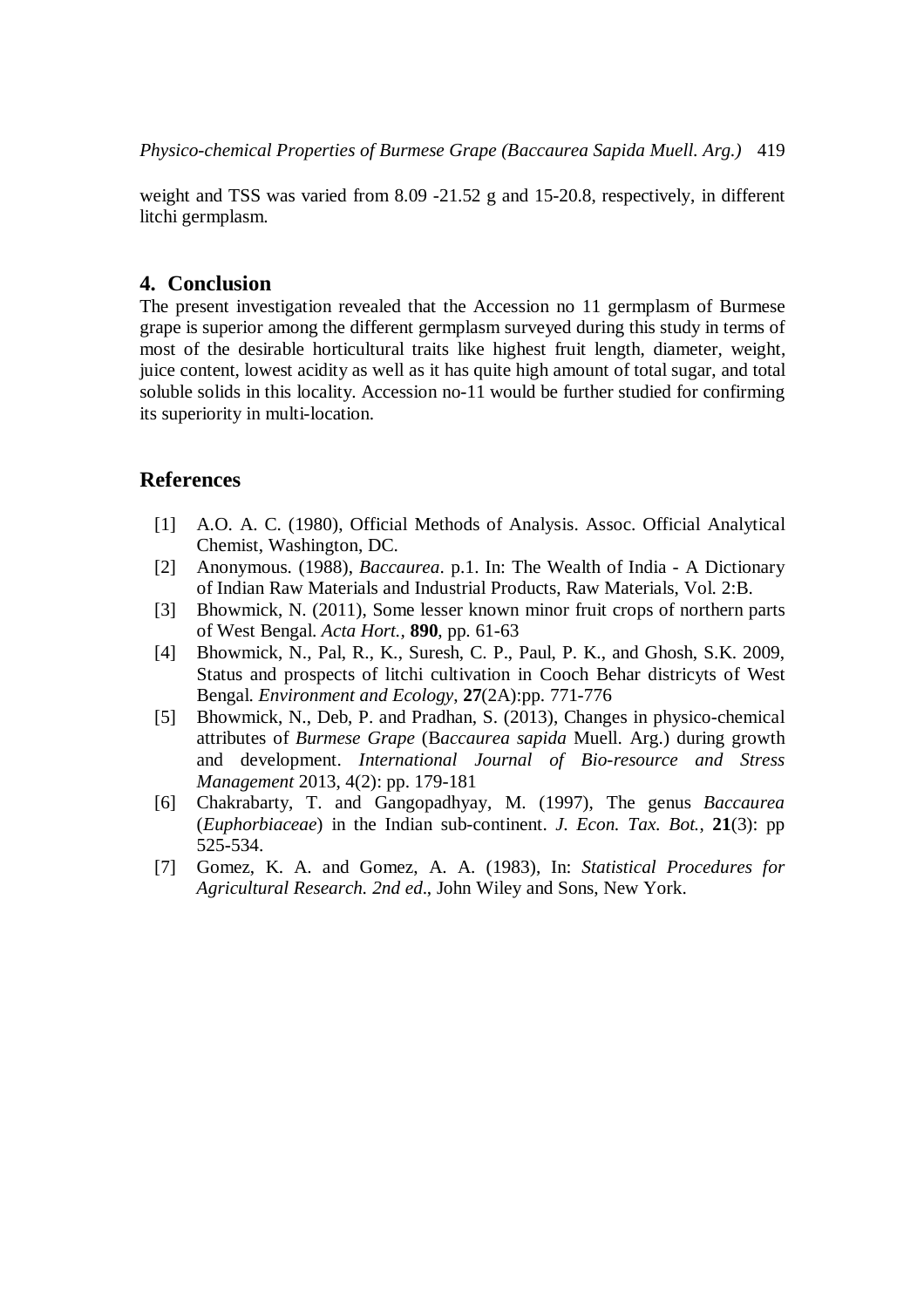weight and TSS was varied from 8.09 -21.52 g and 15-20.8, respectively, in different litchi germplasm.

## 4. Conclusion

The present investigation revealed that the Accession no 11 germplasm of Burmese grape is superior among the different germplasm surveyed during this study in terms of most of the desirable horticultural traits like highest fruit length, diameter, weight, juice content, lowest acidity as well as it has quite high amount of total sugar, and total soluble solids in this locality. Accession no-11 would be further studied for confirming its superiority in multi-location.

## References

[1] A.O. A. C. (1980), Official Methods of Analysis. Assoc. Official Analytical Chemist, Washington, DC.

[2] Anonymous. (1988), *Baccaurea*. p.1. In: The Wealth of India - A Dictionary of Indian Raw Materials and Industrial Products, Raw Materials, Vol. 2:B.

[3] Bhowmick, N. (2011), Some lesser known minor fruit crops of northern parts of West Bengal. *Acta Hort.*, **890**, pp. 61-63

[4] Bhowmick, N., Pal, R., K., Suresh, C. P., Paul, P. K., and Ghosh, S.K. 2009, Status and prospects of litchi cultivation in Cooch Behar districyts of West Bengal. *Environment and Ecology*, **27**(2A):pp. 771-776

[5] Bhowmick, N., Deb, P. and Pradhan, S. (2013), Changes in physico-chemical attributes of *Burmese Grape* (B*accaurea sapida* Muell. Arg.) during growth and development. *International Journal of Bio-resource and Stress Management* 2013, 4(2): pp. 179-181

[6] Chakrabarty, T. and Gangopadhyay, M. (1997), The genus *Baccaurea* (*Euphorbiaceae*) in the Indian sub-continent. *J. Econ. Tax. Bot.*, **21**(3): pp 525-534.

[7] Gomez, K. A. and Gomez, A. A. (1983), In: *Statistical Procedures for Agricultural Research. 2nd ed*., John Wiley and Sons, New York.